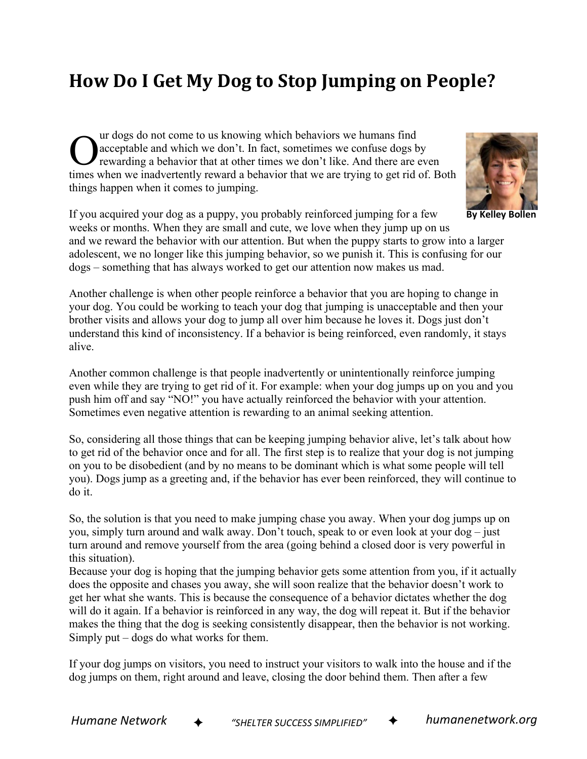# How Do I Get My Dog to Stop Jumping on People?

By Kelley Bollen

Our dogs do not come to us knowing which behaviors we humans find acceptable and which we don't. In fact, sometimes we confuse dogs by rewarding a behavior that at other times we don't like. And there are even times when we inadvertently reward a behavior that we are trying to get rid of. Both things happen when it comes to jumping.

If you acquired your dog as a puppy, you probably reinforced jumping for a few weeks or months. When they are small and cute, we love when they jump up on us and we reward the behavior with our attention. But when the puppy starts to grow into a larger adolescent, we no longer like this jumping behavior, so we punish it. This is confusing for our dogs – something that has always worked to get our attention now makes us mad.

Another challenge is when other people reinforce a behavior that you are hoping to change in your dog. You could be working to teach your dog that jumping is unacceptable and then your brother visits and allows your dog to jump all over him because he loves it. Dogs just don't understand this kind of inconsistency. If a behavior is being reinforced, even randomly, it stays alive.

Another common challenge is that people inadvertently or unintentionally reinforce jumping even while they are trying to get rid of it. For example: when your dog jumps up on you and you push him off and say "NO!" you have actually reinforced the behavior with your attention. Sometimes even negative attention is rewarding to an animal seeking attention.

So, considering all those things that can be keeping jumping behavior alive, let's talk about how to get rid of the behavior once and for all. The first step is to realize that your dog is not jumping on you to be disobedient (and by no means to be dominant which is what some people will tell you). Dogs jump as a greeting and, if the behavior has ever been reinforced, they will continue to do it.

So, the solution is that you need to make jumping chase you away. When your dog jumps up on you, simply turn around and walk away. Don't touch, speak to or even look at your dog – just turn around and remove yourself from the area (going behind a closed door is very powerful in this situation).
Because your dog is hoping that the jumping behavior gets some attention from you, if it actually does the opposite and chases you away, she will soon realize that the behavior doesn't work to get her what she wants. This is because the consequence of a behavior dictates whether the dog will do it again. If a behavior is reinforced in any way, the dog will repeat it. But if the behavior makes the thing that the dog is seeking consistently disappear, then the behavior is not working. Simply put – dogs do what works for them.

If your dog jumps on visitors, you need to instruct your visitors to walk into the house and if the dog jumps on them, right around and leave, closing the door behind them. Then after a few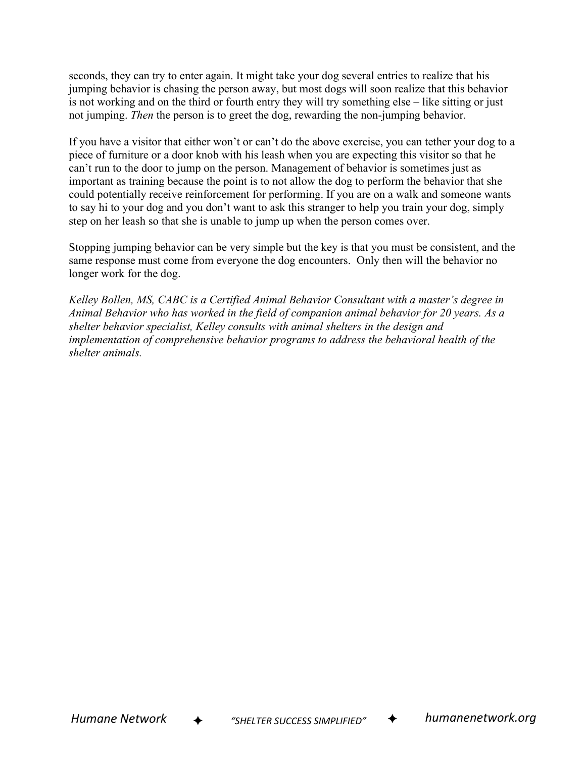seconds, they can try to enter again. It might take your dog several entries to realize that his jumping behavior is chasing the person away, but most dogs will soon realize that this behavior is not working and on the third or fourth entry they will try something else – like sitting or just not jumping. *Then* the person is to greet the dog, rewarding the non-jumping behavior.

If you have a visitor that either won't or can't do the above exercise, you can tether your dog to a piece of furniture or a door knob with his leash when you are expecting this visitor so that he can't run to the door to jump on the person. Management of behavior is sometimes just as important as training because the point is to not allow the dog to perform the behavior that she could potentially receive reinforcement for performing. If you are on a walk and someone wants to say hi to your dog and you don't want to ask this stranger to help you train your dog, simply step on her leash so that she is unable to jump up when the person comes over.

Stopping jumping behavior can be very simple but the key is that you must be consistent, and the same response must come from everyone the dog encounters. Only then will the behavior no longer work for the dog.

*Kelley Bollen, MS, CABC is a Certified Animal Behavior Consultant with a master's degree in Animal Behavior who has worked in the field of companion animal behavior for 20 years. As a shelter behavior specialist, Kelley consults with animal shelters in the design and implementation of comprehensive behavior programs to address the behavioral health of the shelter animals.*